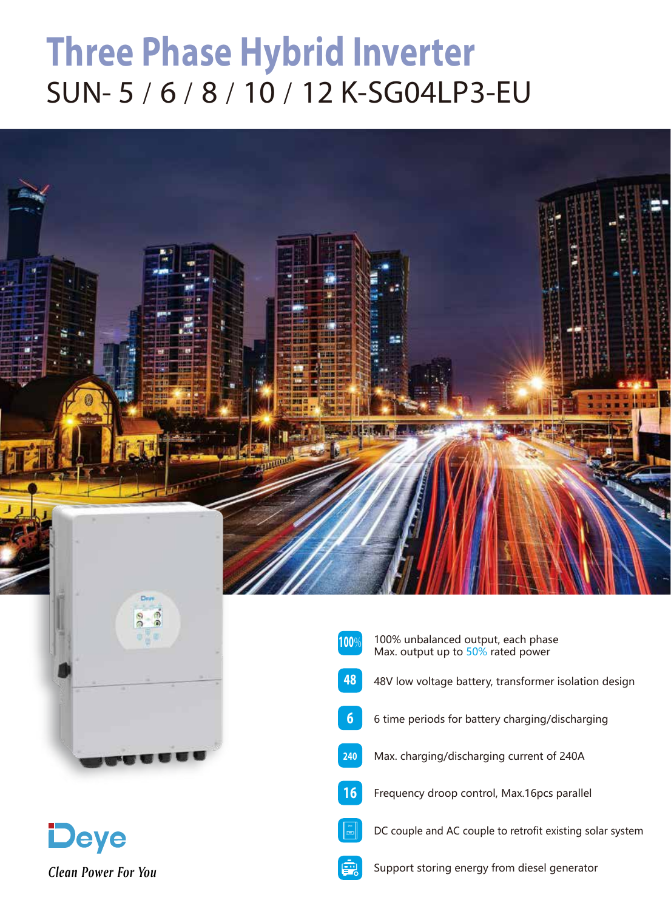# Three Phase Hybrid Inverter

## SUN- 5 / 6 / 8 / 10 / 12 K-SG04LP3-EU

- **100%** — 100% unbalanced output, each phase Max. output up to 50% rated power
- **48** — 48V low voltage battery, transformer isolation design
- **6** — 6 time periods for battery charging/discharging
- **240** — Max. charging/discharging current of 240A
- **16** — Frequency droop control, Max.16pcs parallel
- DC couple and AC couple to retrofit existing solar system
- Support storing energy from diesel generator

**Deye**

*Clean Power For You*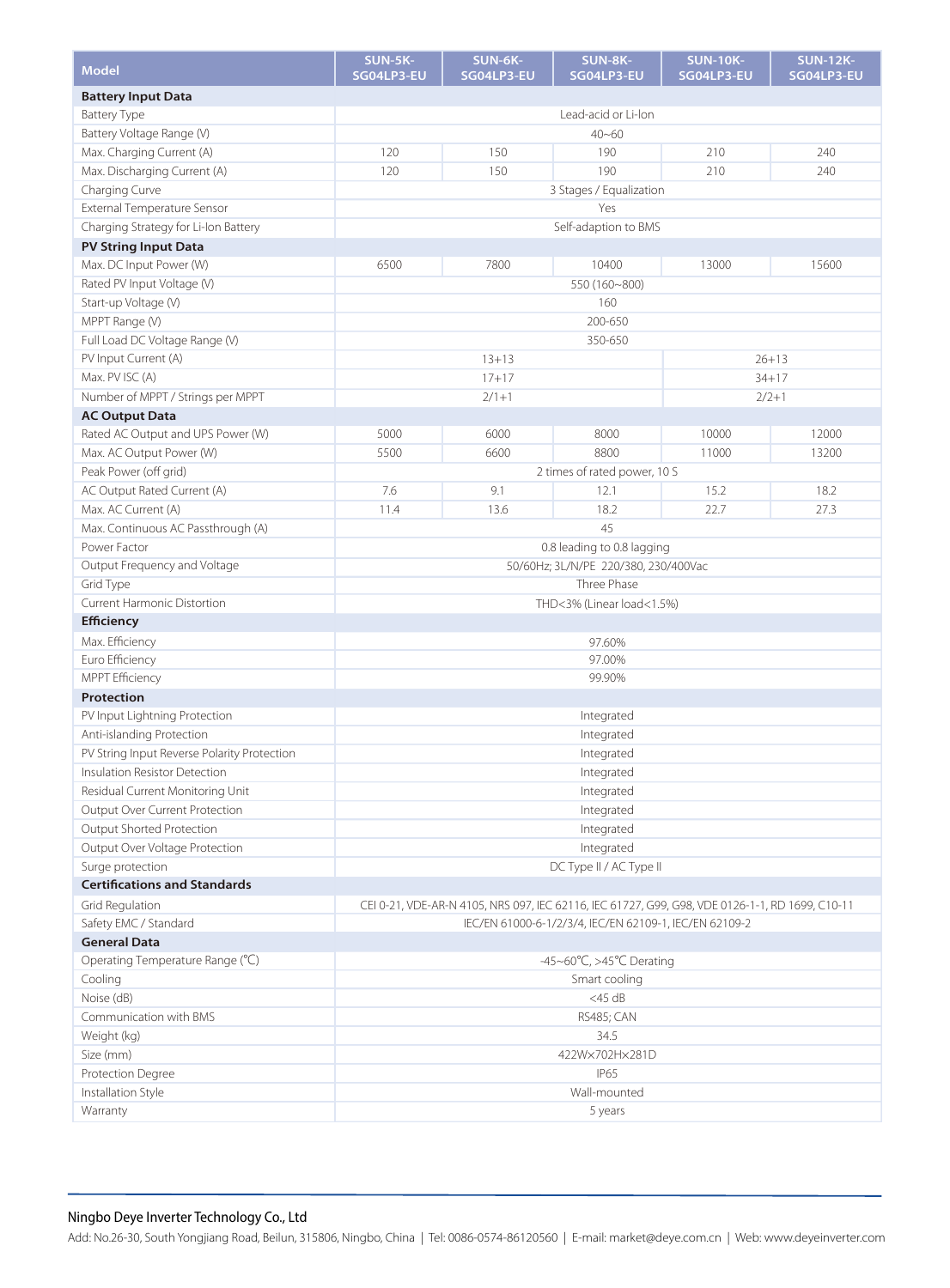| Model | SUN-5K-SG04LP3-EU | SUN-6K-SG04LP3-EU | SUN-8K-SG04LP3-EU | SUN-10K-SG04LP3-EU | SUN-12K-SG04LP3-EU |
|---|---|---|---|---|---|
| **Battery Input Data** | | | | | |
| Battery Type | Lead-acid or Li-Ion | | | | |
| Battery Voltage Range (V) | 40~60 | | | | |
| Max. Charging Current (A) | 120 | 150 | 190 | 210 | 240 |
| Max. Discharging Current (A) | 120 | 150 | 190 | 210 | 240 |
| Charging Curve | 3 Stages / Equalization | | | | |
| External Temperature Sensor | Yes | | | | |
| Charging Strategy for Li-Ion Battery | Self-adaption to BMS | | | | |
| **PV String Input Data** | | | | | |
| Max. DC Input Power (W) | 6500 | 7800 | 10400 | 13000 | 15600 |
| Rated PV Input Voltage (V) | 550 (160~800) | | | | |
| Start-up Voltage (V) | 160 | | | | |
| MPPT Range (V) | 200-650 | | | | |
| Full Load DC Voltage Range (V) | 350-650 | | | | |
| PV Input Current (A) | 13+13 | | | 26+13 | |
| Max. PV ISC (A) | 17+17 | | | 34+17 | |
| Number of MPPT / Strings per MPPT | 2/1+1 | | | 2/2+1 | |
| **AC Output Data** | | | | | |
| Rated AC Output and UPS Power (W) | 5000 | 6000 | 8000 | 10000 | 12000 |
| Max. AC Output Power (W) | 5500 | 6600 | 8800 | 11000 | 13200 |
| Peak Power (off grid) | 2 times of rated power, 10 S | | | | |
| AC Output Rated Current (A) | 7.6 | 9.1 | 12.1 | 15.2 | 18.2 |
| Max. AC Current (A) | 11.4 | 13.6 | 18.2 | 22.7 | 27.3 |
| Max. Continuous AC Passthrough (A) | 45 | | | | |
| Power Factor | 0.8 leading to 0.8 lagging | | | | |
| Output Frequency and Voltage | 50/60Hz; 3L/N/PE 220/380, 230/400Vac | | | | |
| Grid Type | Three Phase | | | | |
| Current Harmonic Distortion | THD<3% (Linear load<1.5%) | | | | |
| **Efficiency** | | | | | |
| Max. Efficiency | 97.60% | | | | |
| Euro Efficiency | 97.00% | | | | |
| MPPT Efficiency | 99.90% | | | | |
| **Protection** | | | | | |
| PV Input Lightning Protection | Integrated | | | | |
| Anti-islanding Protection | Integrated | | | | |
| PV String Input Reverse Polarity Protection | Integrated | | | | |
| Insulation Resistor Detection | Integrated | | | | |
| Residual Current Monitoring Unit | Integrated | | | | |
| Output Over Current Protection | Integrated | | | | |
| Output Shorted Protection | Integrated | | | | |
| Output Over Voltage Protection | Integrated | | | | |
| Surge protection | DC Type II / AC Type II | | | | |
| **Certifications and Standards** | | | | | |
| Grid Regulation | CEI 0-21, VDE-AR-N 4105, NRS 097, IEC 62116, IEC 61727, G99, G98, VDE 0126-1-1, RD 1699, C10-11 | | | | |
| Safety EMC / Standard | IEC/EN 61000-6-1/2/3/4, IEC/EN 62109-1, IEC/EN 62109-2 | | | | |
| **General Data** | | | | | |
| Operating Temperature Range (℃) | -45~60℃, >45℃ Derating | | | | |
| Cooling | Smart cooling | | | | |
| Noise (dB) | <45 dB | | | | |
| Communication with BMS | RS485; CAN | | | | |
| Weight (kg) | 34.5 | | | | |
| Size (mm) | 422W×702H×281D | | | | |
| Protection Degree | IP65 | | | | |
| Installation Style | Wall-mounted | | | | |
| Warranty | 5 years | | | | |

Ningbo Deye Inverter Technology Co., Ltd

Add: No.26-30, South Yongjiang Road, Beilun, 315806, Ningbo, China | Tel: 0086-0574-86120560 | E-mail: market@deye.com.cn | Web: www.deyeinverter.com